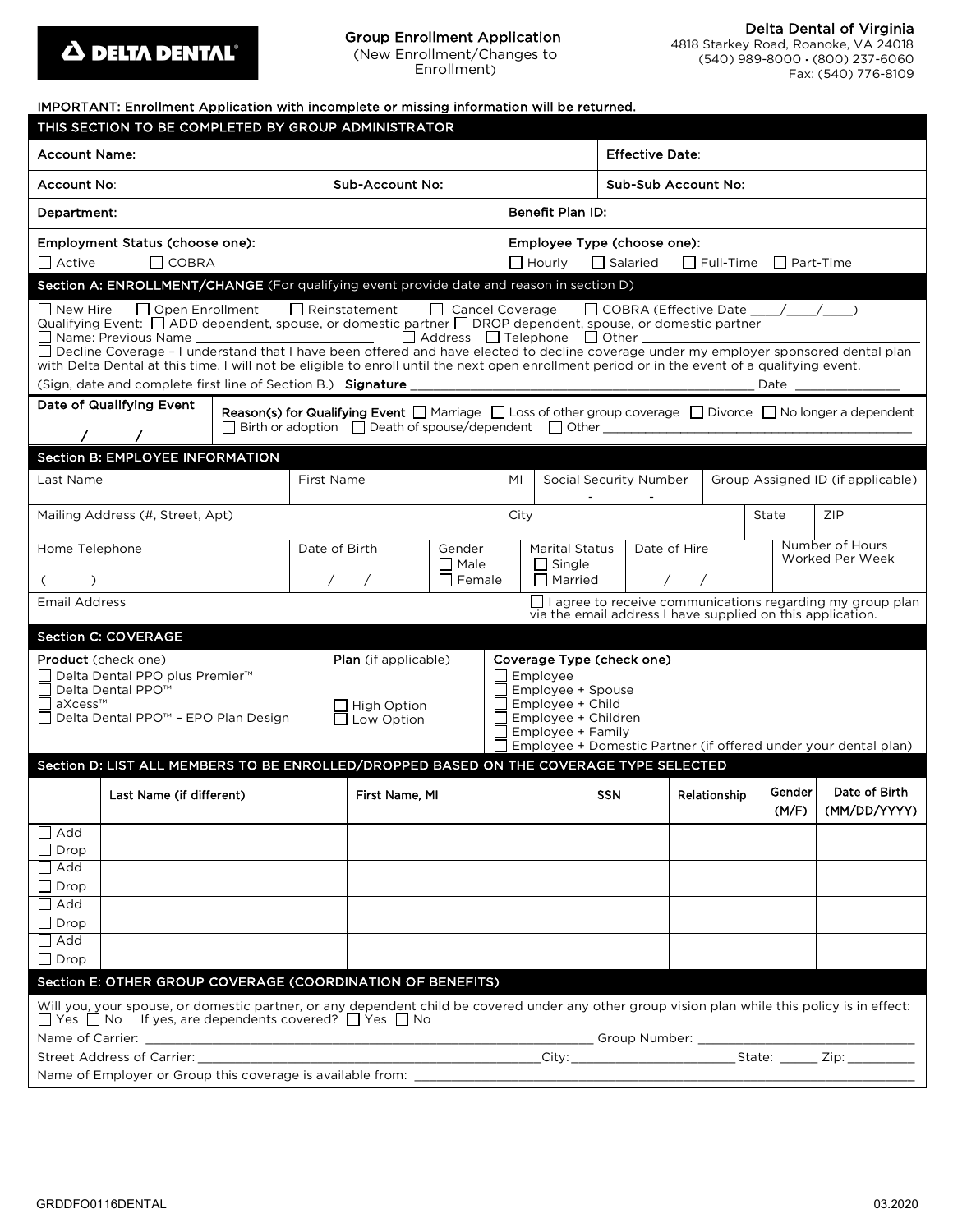DELTA DENTAL

Group Enrollment Application
(New Enrollment/Changes to Enrollment)

**Delta Dental of Virginia**
4818 Starkey Road, Roanoke, VA 24018
(540) 989-8000 • (800) 237-6060
Fax: (540) 776-8109

IMPORTANT: Enrollment Application with incomplete or missing information will be returned.

## THIS SECTION TO BE COMPLETED BY GROUP ADMINISTRATOR

| Account Name: | | Effective Date: |
|---|---|---|
| Account No: | Sub-Account No: | Sub-Sub Account No: |
| Department: | Benefit Plan ID: | |
| Employment Status (choose one): ☐ Active ☐ COBRA | Employee Type (choose one): ☐ Hourly ☐ Salaried ☐ Full-Time ☐ Part-Time | |

## Section A: ENROLLMENT/CHANGE (For qualifying event provide date and reason in section D)

☐ New Hire ☐ Open Enrollment ☐ Reinstatement ☐ Cancel Coverage ☐ COBRA (Effective Date ____/____/____)
Qualifying Event: ☐ ADD dependent, spouse, or domestic partner ☐ DROP dependent, spouse, or domestic partner
☐ Name: Previous Name ______________________ ☐ Address ☐ Telephone ☐ Other ______________________
☐ Decline Coverage – I understand that I have been offered and have elected to decline coverage under my employer sponsored dental plan with Delta Dental at this time. I will not be eligible to enroll until the next open enrollment period or in the event of a qualifying event.
(Sign, date and complete first line of Section B.) **Signature** ______________________ Date ____________

| Date of Qualifying Event | **Reason(s) for Qualifying Event** ☐ Marriage ☐ Loss of other group coverage ☐ Divorce ☐ No longer a dependent ☐ Birth or adoption ☐ Death of spouse/dependent ☐ Other ______________________ |
|---|---|
| / / | |

## Section B: EMPLOYEE INFORMATION

| Last Name | First Name | | MI | Social Security Number | Group Assigned ID (if applicable) |
|---|---|---|---|---|---|
| | | | | - - | |
| Mailing Address (#, Street, Apt) | | | City | State | ZIP |
| Home Telephone ( ) | Date of Birth / / | Gender ☐ Male ☐ Female | Marital Status ☐ Single ☐ Married | Date of Hire / / | Number of Hours Worked Per Week |
| Email Address | | | ☐ I agree to receive communications regarding my group plan via the email address I have supplied on this application. | | |

## Section C: COVERAGE

| **Product** (check one) | **Plan** (if applicable) | **Coverage Type (check one)** |
|---|---|---|
| ☐ Delta Dental PPO plus Premier™<br>☐ Delta Dental PPO™<br>☐ aXcess™<br>☐ Delta Dental PPO™ – EPO Plan Design | ☐ High Option<br>☐ Low Option | ☐ Employee<br>☐ Employee + Spouse<br>☐ Employee + Child<br>☐ Employee + Children<br>☐ Employee + Family<br>☐ Employee + Domestic Partner (if offered under your dental plan) |

## Section D: LIST ALL MEMBERS TO BE ENROLLED/DROPPED BASED ON THE COVERAGE TYPE SELECTED

| | Last Name (if different) | First Name, MI | SSN | Relationship | Gender (M/F) | Date of Birth (MM/DD/YYYY) |
|---|---|---|---|---|---|---|
| ☐ Add ☐ Drop | | | | | | |
| ☐ Add ☐ Drop | | | | | | |
| ☐ Add ☐ Drop | | | | | | |
| ☐ Add ☐ Drop | | | | | | |

## Section E: OTHER GROUP COVERAGE (COORDINATION OF BENEFITS)

Will you, your spouse, or domestic partner, or any dependent child be covered under any other group vision plan while this policy is in effect:
☐ Yes ☐ No If yes, are dependents covered? ☐ Yes ☐ No

Name of Carrier: ______________________ Group Number: ______________________

Street Address of Carrier: ______________________ City: ______________ State: ______ Zip: __________

Name of Employer or Group this coverage is available from: ______________________

GRDDFO0116DENTAL 03.2020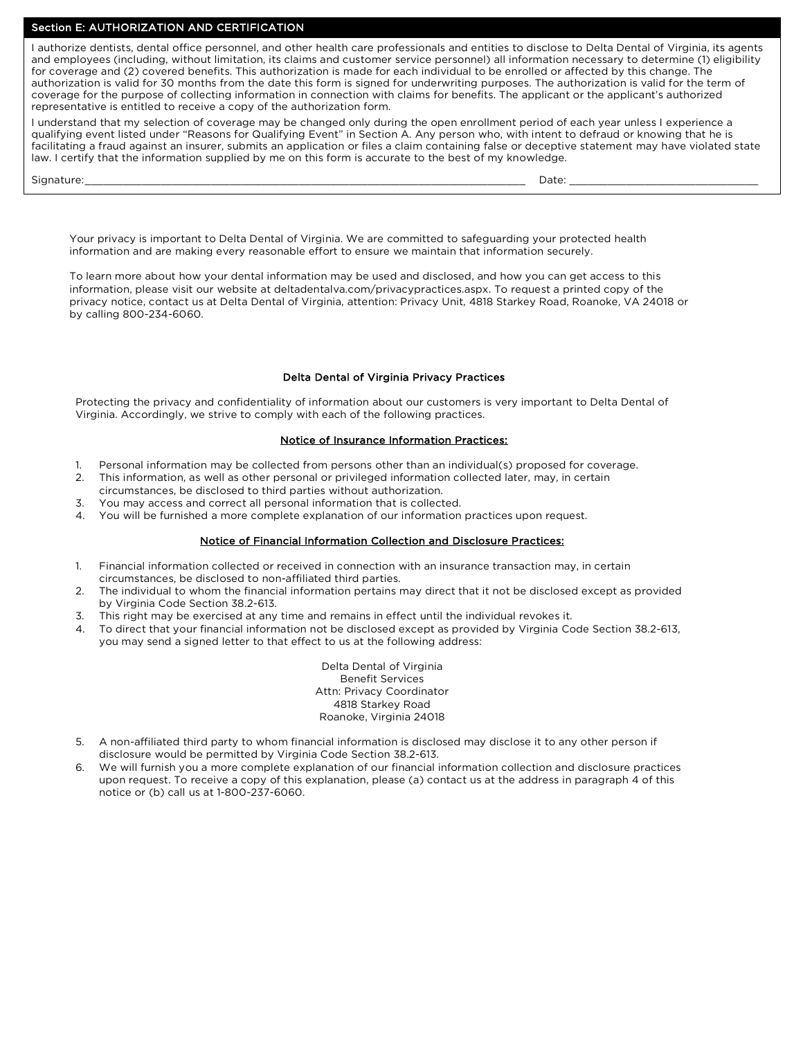## Section E: AUTHORIZATION AND CERTIFICATION

I authorize dentists, dental office personnel, and other health care professionals and entities to disclose to Delta Dental of Virginia, its agents and employees (including, without limitation, its claims and customer service personnel) all information necessary to determine (1) eligibility for coverage and (2) covered benefits. This authorization is made for each individual to be enrolled or affected by this change. The authorization is valid for 30 months from the date this form is signed for underwriting purposes. The authorization is valid for the term of coverage for the purpose of collecting information in connection with claims for benefits. The applicant or the applicant's authorized representative is entitled to receive a copy of the authorization form.

I understand that my selection of coverage may be changed only during the open enrollment period of each year unless I experience a qualifying event listed under "Reasons for Qualifying Event" in Section A. Any person who, with intent to defraud or knowing that he is facilitating a fraud against an insurer, submits an application or files a claim containing false or deceptive statement may have violated state law. I certify that the information supplied by me on this form is accurate to the best of my knowledge.

Signature:_______________________________________________ Date: ______________________

Your privacy is important to Delta Dental of Virginia. We are committed to safeguarding your protected health information and are making every reasonable effort to ensure we maintain that information securely.

To learn more about how your dental information may be used and disclosed, and how you can get access to this information, please visit our website at deltadentalva.com/privacypractices.aspx. To request a printed copy of the privacy notice, contact us at Delta Dental of Virginia, attention: Privacy Unit, 4818 Starkey Road, Roanoke, VA 24018 or by calling 800-234-6060.

### Delta Dental of Virginia Privacy Practices

Protecting the privacy and confidentiality of information about our customers is very important to Delta Dental of Virginia. Accordingly, we strive to comply with each of the following practices.

#### Notice of Insurance Information Practices:

1. Personal information may be collected from persons other than an individual(s) proposed for coverage.
2. This information, as well as other personal or privileged information collected later, may, in certain circumstances, be disclosed to third parties without authorization.
3. You may access and correct all personal information that is collected.
4. You will be furnished a more complete explanation of our information practices upon request.

#### Notice of Financial Information Collection and Disclosure Practices:

1. Financial information collected or received in connection with an insurance transaction may, in certain circumstances, be disclosed to non-affiliated third parties.
2. The individual to whom the financial information pertains may direct that it not be disclosed except as provided by Virginia Code Section 38.2-613.
3. This right may be exercised at any time and remains in effect until the individual revokes it.
4. To direct that your financial information not be disclosed except as provided by Virginia Code Section 38.2-613, you may send a signed letter to that effect to us at the following address:

   Delta Dental of Virginia
   Benefit Services
   Attn: Privacy Coordinator
   4818 Starkey Road
   Roanoke, Virginia 24018

5. A non-affiliated third party to whom financial information is disclosed may disclose it to any other person if disclosure would be permitted by Virginia Code Section 38.2-613.
6. We will furnish you a more complete explanation of our financial information collection and disclosure practices upon request. To receive a copy of this explanation, please (a) contact us at the address in paragraph 4 of this notice or (b) call us at 1-800-237-6060.